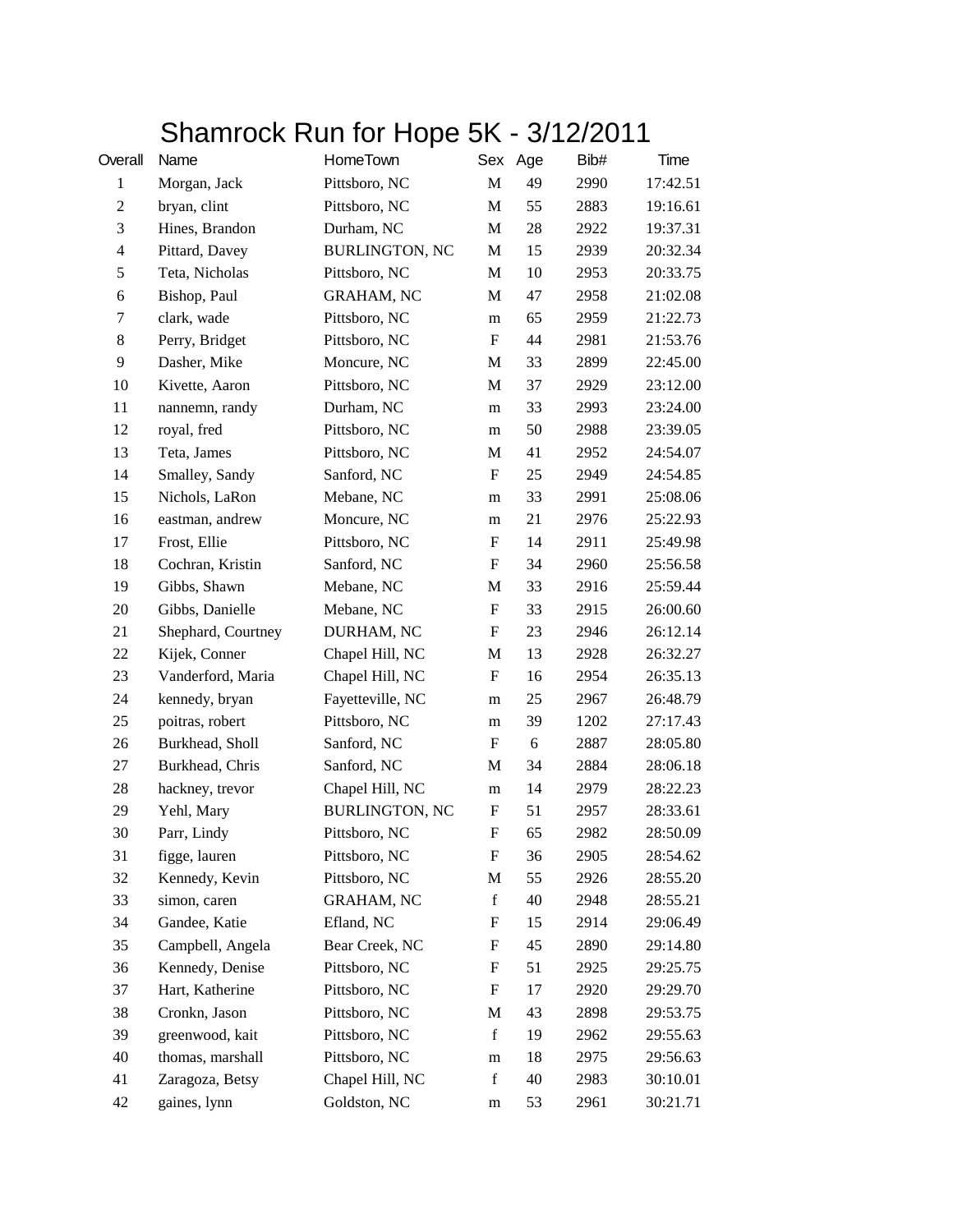# Shamrock Run for Hope 5K - 3/12/2011

| Overall | Name | HomeTown | Sex | Age | Bib# | Time |
|---|---|---|---|---|---|---|
| 1 | Morgan, Jack | Pittsboro, NC | M | 49 | 2990 | 17:42.51 |
| 2 | bryan, clint | Pittsboro, NC | M | 55 | 2883 | 19:16.61 |
| 3 | Hines, Brandon | Durham, NC | M | 28 | 2922 | 19:37.31 |
| 4 | Pittard, Davey | BURLINGTON, NC | M | 15 | 2939 | 20:32.34 |
| 5 | Teta, Nicholas | Pittsboro, NC | M | 10 | 2953 | 20:33.75 |
| 6 | Bishop, Paul | GRAHAM, NC | M | 47 | 2958 | 21:02.08 |
| 7 | clark, wade | Pittsboro, NC | m | 65 | 2959 | 21:22.73 |
| 8 | Perry, Bridget | Pittsboro, NC | F | 44 | 2981 | 21:53.76 |
| 9 | Dasher, Mike | Moncure, NC | M | 33 | 2899 | 22:45.00 |
| 10 | Kivette, Aaron | Pittsboro, NC | M | 37 | 2929 | 23:12.00 |
| 11 | nannemn, randy | Durham, NC | m | 33 | 2993 | 23:24.00 |
| 12 | royal, fred | Pittsboro, NC | m | 50 | 2988 | 23:39.05 |
| 13 | Teta, James | Pittsboro, NC | M | 41 | 2952 | 24:54.07 |
| 14 | Smalley, Sandy | Sanford, NC | F | 25 | 2949 | 24:54.85 |
| 15 | Nichols, LaRon | Mebane, NC | m | 33 | 2991 | 25:08.06 |
| 16 | eastman, andrew | Moncure, NC | m | 21 | 2976 | 25:22.93 |
| 17 | Frost, Ellie | Pittsboro, NC | F | 14 | 2911 | 25:49.98 |
| 18 | Cochran, Kristin | Sanford, NC | F | 34 | 2960 | 25:56.58 |
| 19 | Gibbs, Shawn | Mebane, NC | M | 33 | 2916 | 25:59.44 |
| 20 | Gibbs, Danielle | Mebane, NC | F | 33 | 2915 | 26:00.60 |
| 21 | Shephard, Courtney | DURHAM, NC | F | 23 | 2946 | 26:12.14 |
| 22 | Kijek, Conner | Chapel Hill, NC | M | 13 | 2928 | 26:32.27 |
| 23 | Vanderford, Maria | Chapel Hill, NC | F | 16 | 2954 | 26:35.13 |
| 24 | kennedy, bryan | Fayetteville, NC | m | 25 | 2967 | 26:48.79 |
| 25 | poitras, robert | Pittsboro, NC | m | 39 | 1202 | 27:17.43 |
| 26 | Burkhead, Sholl | Sanford, NC | F | 6 | 2887 | 28:05.80 |
| 27 | Burkhead, Chris | Sanford, NC | M | 34 | 2884 | 28:06.18 |
| 28 | hackney, trevor | Chapel Hill, NC | m | 14 | 2979 | 28:22.23 |
| 29 | Yehl, Mary | BURLINGTON, NC | F | 51 | 2957 | 28:33.61 |
| 30 | Parr, Lindy | Pittsboro, NC | F | 65 | 2982 | 28:50.09 |
| 31 | figge, lauren | Pittsboro, NC | F | 36 | 2905 | 28:54.62 |
| 32 | Kennedy, Kevin | Pittsboro, NC | M | 55 | 2926 | 28:55.20 |
| 33 | simon, caren | GRAHAM, NC | f | 40 | 2948 | 28:55.21 |
| 34 | Gandee, Katie | Efland, NC | F | 15 | 2914 | 29:06.49 |
| 35 | Campbell, Angela | Bear Creek, NC | F | 45 | 2890 | 29:14.80 |
| 36 | Kennedy, Denise | Pittsboro, NC | F | 51 | 2925 | 29:25.75 |
| 37 | Hart, Katherine | Pittsboro, NC | F | 17 | 2920 | 29:29.70 |
| 38 | Cronkn, Jason | Pittsboro, NC | M | 43 | 2898 | 29:53.75 |
| 39 | greenwood, kait | Pittsboro, NC | f | 19 | 2962 | 29:55.63 |
| 40 | thomas, marshall | Pittsboro, NC | m | 18 | 2975 | 29:56.63 |
| 41 | Zaragoza, Betsy | Chapel Hill, NC | f | 40 | 2983 | 30:10.01 |
| 42 | gaines, lynn | Goldston, NC | m | 53 | 2961 | 30:21.71 |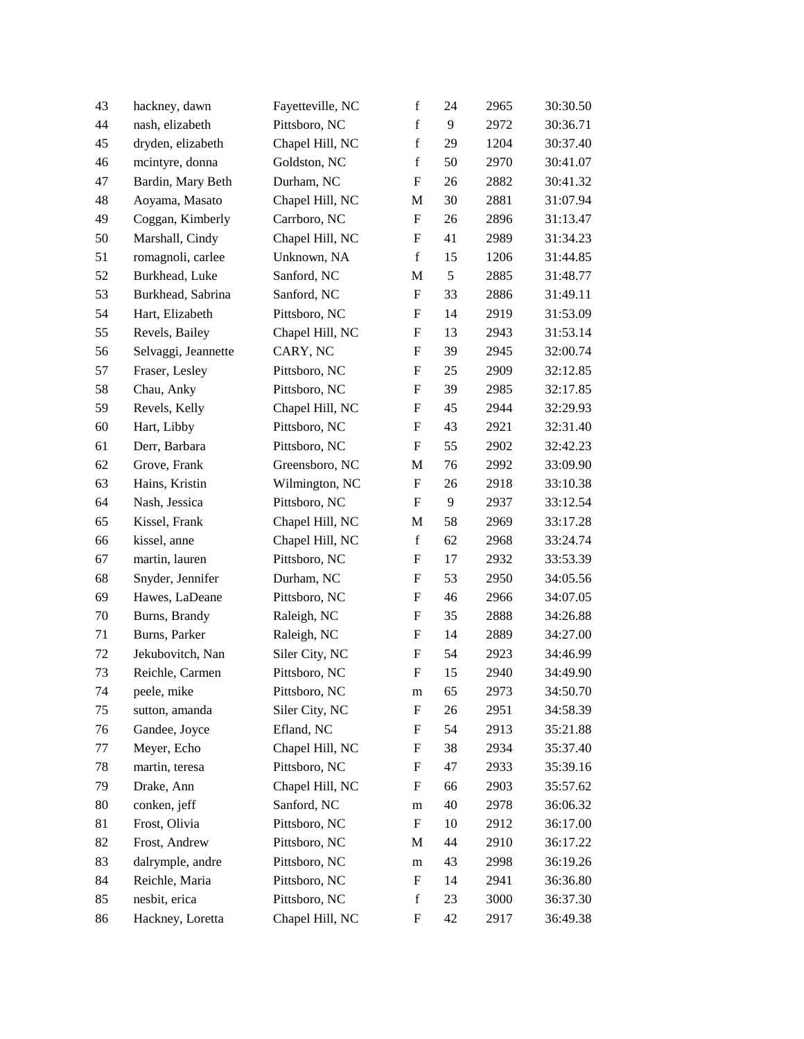| | | | | | | |
|---|---|---|---|---|---|---|
| 43 | hackney, dawn | Fayetteville, NC | f | 24 | 2965 | 30:30.50 |
| 44 | nash, elizabeth | Pittsboro, NC | f | 9 | 2972 | 30:36.71 |
| 45 | dryden, elizabeth | Chapel Hill, NC | f | 29 | 1204 | 30:37.40 |
| 46 | mcintyre, donna | Goldston, NC | f | 50 | 2970 | 30:41.07 |
| 47 | Bardin, Mary Beth | Durham, NC | F | 26 | 2882 | 30:41.32 |
| 48 | Aoyama, Masato | Chapel Hill, NC | M | 30 | 2881 | 31:07.94 |
| 49 | Coggan, Kimberly | Carrboro, NC | F | 26 | 2896 | 31:13.47 |
| 50 | Marshall, Cindy | Chapel Hill, NC | F | 41 | 2989 | 31:34.23 |
| 51 | romagnoli, carlee | Unknown, NA | f | 15 | 1206 | 31:44.85 |
| 52 | Burkhead, Luke | Sanford, NC | M | 5 | 2885 | 31:48.77 |
| 53 | Burkhead, Sabrina | Sanford, NC | F | 33 | 2886 | 31:49.11 |
| 54 | Hart, Elizabeth | Pittsboro, NC | F | 14 | 2919 | 31:53.09 |
| 55 | Revels, Bailey | Chapel Hill, NC | F | 13 | 2943 | 31:53.14 |
| 56 | Selvaggi, Jeannette | CARY, NC | F | 39 | 2945 | 32:00.74 |
| 57 | Fraser, Lesley | Pittsboro, NC | F | 25 | 2909 | 32:12.85 |
| 58 | Chau, Anky | Pittsboro, NC | F | 39 | 2985 | 32:17.85 |
| 59 | Revels, Kelly | Chapel Hill, NC | F | 45 | 2944 | 32:29.93 |
| 60 | Hart, Libby | Pittsboro, NC | F | 43 | 2921 | 32:31.40 |
| 61 | Derr, Barbara | Pittsboro, NC | F | 55 | 2902 | 32:42.23 |
| 62 | Grove, Frank | Greensboro, NC | M | 76 | 2992 | 33:09.90 |
| 63 | Hains, Kristin | Wilmington, NC | F | 26 | 2918 | 33:10.38 |
| 64 | Nash, Jessica | Pittsboro, NC | F | 9 | 2937 | 33:12.54 |
| 65 | Kissel, Frank | Chapel Hill, NC | M | 58 | 2969 | 33:17.28 |
| 66 | kissel, anne | Chapel Hill, NC | f | 62 | 2968 | 33:24.74 |
| 67 | martin, lauren | Pittsboro, NC | F | 17 | 2932 | 33:53.39 |
| 68 | Snyder, Jennifer | Durham, NC | F | 53 | 2950 | 34:05.56 |
| 69 | Hawes, LaDeane | Pittsboro, NC | F | 46 | 2966 | 34:07.05 |
| 70 | Burns, Brandy | Raleigh, NC | F | 35 | 2888 | 34:26.88 |
| 71 | Burns, Parker | Raleigh, NC | F | 14 | 2889 | 34:27.00 |
| 72 | Jekubovitch, Nan | Siler City, NC | F | 54 | 2923 | 34:46.99 |
| 73 | Reichle, Carmen | Pittsboro, NC | F | 15 | 2940 | 34:49.90 |
| 74 | peele, mike | Pittsboro, NC | m | 65 | 2973 | 34:50.70 |
| 75 | sutton, amanda | Siler City, NC | F | 26 | 2951 | 34:58.39 |
| 76 | Gandee, Joyce | Efland, NC | F | 54 | 2913 | 35:21.88 |
| 77 | Meyer, Echo | Chapel Hill, NC | F | 38 | 2934 | 35:37.40 |
| 78 | martin, teresa | Pittsboro, NC | F | 47 | 2933 | 35:39.16 |
| 79 | Drake, Ann | Chapel Hill, NC | F | 66 | 2903 | 35:57.62 |
| 80 | conken, jeff | Sanford, NC | m | 40 | 2978 | 36:06.32 |
| 81 | Frost, Olivia | Pittsboro, NC | F | 10 | 2912 | 36:17.00 |
| 82 | Frost, Andrew | Pittsboro, NC | M | 44 | 2910 | 36:17.22 |
| 83 | dalrymple, andre | Pittsboro, NC | m | 43 | 2998 | 36:19.26 |
| 84 | Reichle, Maria | Pittsboro, NC | F | 14 | 2941 | 36:36.80 |
| 85 | nesbit, erica | Pittsboro, NC | f | 23 | 3000 | 36:37.30 |
| 86 | Hackney, Loretta | Chapel Hill, NC | F | 42 | 2917 | 36:49.38 |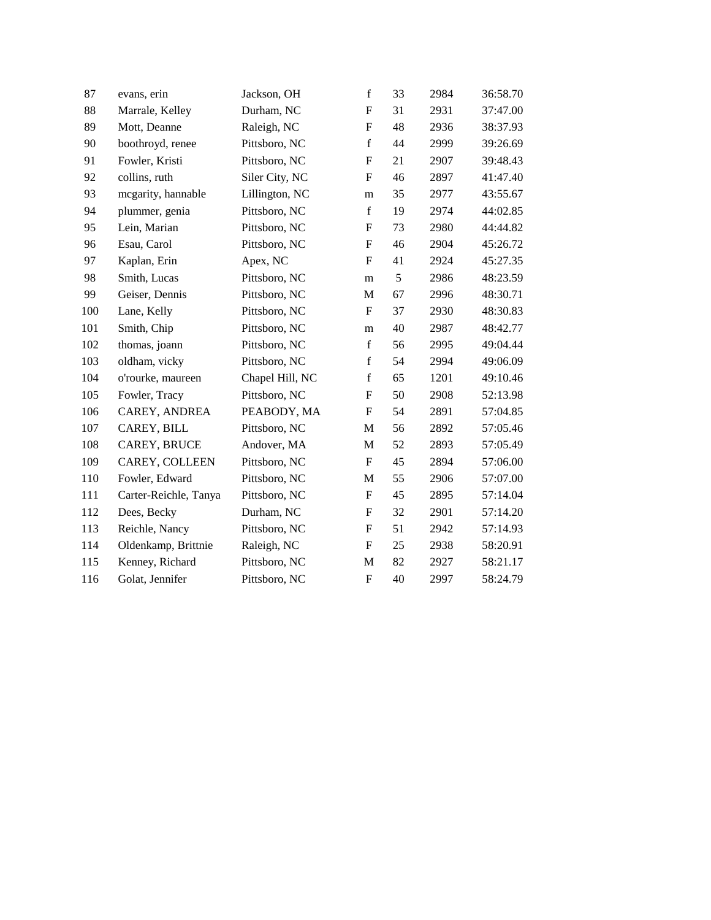| | | | | | | |
|---|---|---|---|---|---|---|
| 87 | evans, erin | Jackson, OH | f | 33 | 2984 | 36:58.70 |
| 88 | Marrale, Kelley | Durham, NC | F | 31 | 2931 | 37:47.00 |
| 89 | Mott, Deanne | Raleigh, NC | F | 48 | 2936 | 38:37.93 |
| 90 | boothroyd, renee | Pittsboro, NC | f | 44 | 2999 | 39:26.69 |
| 91 | Fowler, Kristi | Pittsboro, NC | F | 21 | 2907 | 39:48.43 |
| 92 | collins, ruth | Siler City, NC | F | 46 | 2897 | 41:47.40 |
| 93 | mcgarity, hannable | Lillington, NC | m | 35 | 2977 | 43:55.67 |
| 94 | plummer, genia | Pittsboro, NC | f | 19 | 2974 | 44:02.85 |
| 95 | Lein, Marian | Pittsboro, NC | F | 73 | 2980 | 44:44.82 |
| 96 | Esau, Carol | Pittsboro, NC | F | 46 | 2904 | 45:26.72 |
| 97 | Kaplan, Erin | Apex, NC | F | 41 | 2924 | 45:27.35 |
| 98 | Smith, Lucas | Pittsboro, NC | m | 5 | 2986 | 48:23.59 |
| 99 | Geiser, Dennis | Pittsboro, NC | M | 67 | 2996 | 48:30.71 |
| 100 | Lane, Kelly | Pittsboro, NC | F | 37 | 2930 | 48:30.83 |
| 101 | Smith, Chip | Pittsboro, NC | m | 40 | 2987 | 48:42.77 |
| 102 | thomas, joann | Pittsboro, NC | f | 56 | 2995 | 49:04.44 |
| 103 | oldham, vicky | Pittsboro, NC | f | 54 | 2994 | 49:06.09 |
| 104 | o'rourke, maureen | Chapel Hill, NC | f | 65 | 1201 | 49:10.46 |
| 105 | Fowler, Tracy | Pittsboro, NC | F | 50 | 2908 | 52:13.98 |
| 106 | CAREY, ANDREA | PEABODY, MA | F | 54 | 2891 | 57:04.85 |
| 107 | CAREY, BILL | Pittsboro, NC | M | 56 | 2892 | 57:05.46 |
| 108 | CAREY, BRUCE | Andover, MA | M | 52 | 2893 | 57:05.49 |
| 109 | CAREY, COLLEEN | Pittsboro, NC | F | 45 | 2894 | 57:06.00 |
| 110 | Fowler, Edward | Pittsboro, NC | M | 55 | 2906 | 57:07.00 |
| 111 | Carter-Reichle, Tanya | Pittsboro, NC | F | 45 | 2895 | 57:14.04 |
| 112 | Dees, Becky | Durham, NC | F | 32 | 2901 | 57:14.20 |
| 113 | Reichle, Nancy | Pittsboro, NC | F | 51 | 2942 | 57:14.93 |
| 114 | Oldenkamp, Brittnie | Raleigh, NC | F | 25 | 2938 | 58:20.91 |
| 115 | Kenney, Richard | Pittsboro, NC | M | 82 | 2927 | 58:21.17 |
| 116 | Golat, Jennifer | Pittsboro, NC | F | 40 | 2997 | 58:24.79 |